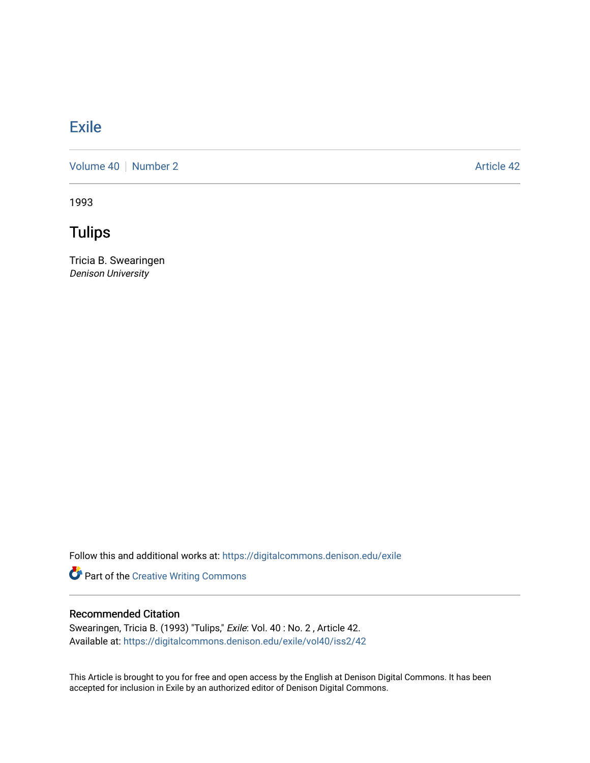# Exile

Volume 40 | Number 2 | Article 42

1993

## Tulips

Tricia B. Swearingen
*Denison University*

Follow this and additional works at: https://digitalcommons.denison.edu/exile

Part of the Creative Writing Commons

### Recommended Citation

Swearingen, Tricia B. (1993) "Tulips," *Exile*: Vol. 40 : No. 2 , Article 42.
Available at: https://digitalcommons.denison.edu/exile/vol40/iss2/42

This Article is brought to you for free and open access by the English at Denison Digital Commons. It has been accepted for inclusion in Exile by an authorized editor of Denison Digital Commons.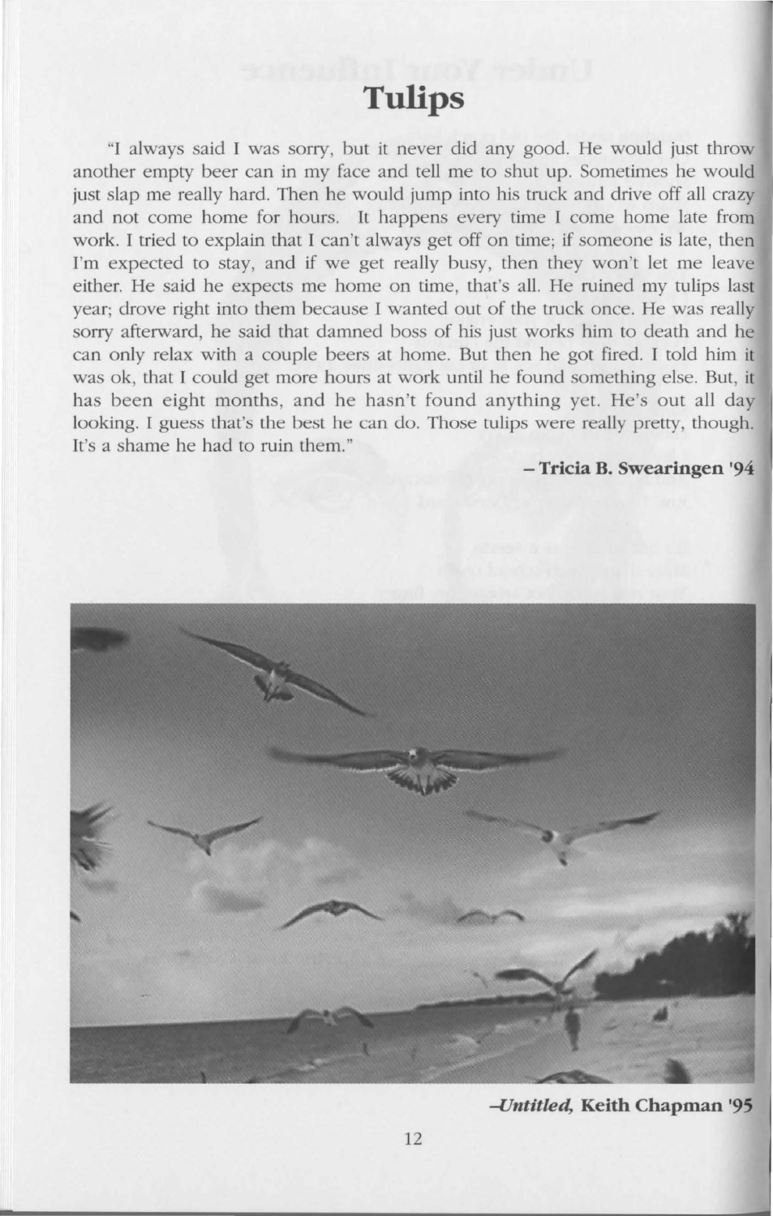# Tulips

"I always said I was sorry, but it never did any good. He would just throw another empty beer can in my face and tell me to shut up. Sometimes he would just slap me really hard. Then he would jump into his truck and drive off all crazy and not come home for hours. It happens every time I come home late from work. I tried to explain that I can't always get off on time; if someone is late, then I'm expected to stay, and if we get really busy, then they won't let me leave either. He said he expects me home on time, that's all. He ruined my tulips last year; drove right into them because I wanted out of the truck once. He was really sorry afterward, he said that damned boss of his just works him to death and he can only relax with a couple beers at home. But then he got fired. I told him it was ok, that I could get more hours at work until he found something else. But, it has been eight months, and he hasn't found anything yet. He's out all day looking. I guess that's the best he can do. Those tulips were really pretty, though. It's a shame he had to ruin them."

**– Tricia B. Swearingen '94**

*–Untitled,* **Keith Chapman '95**